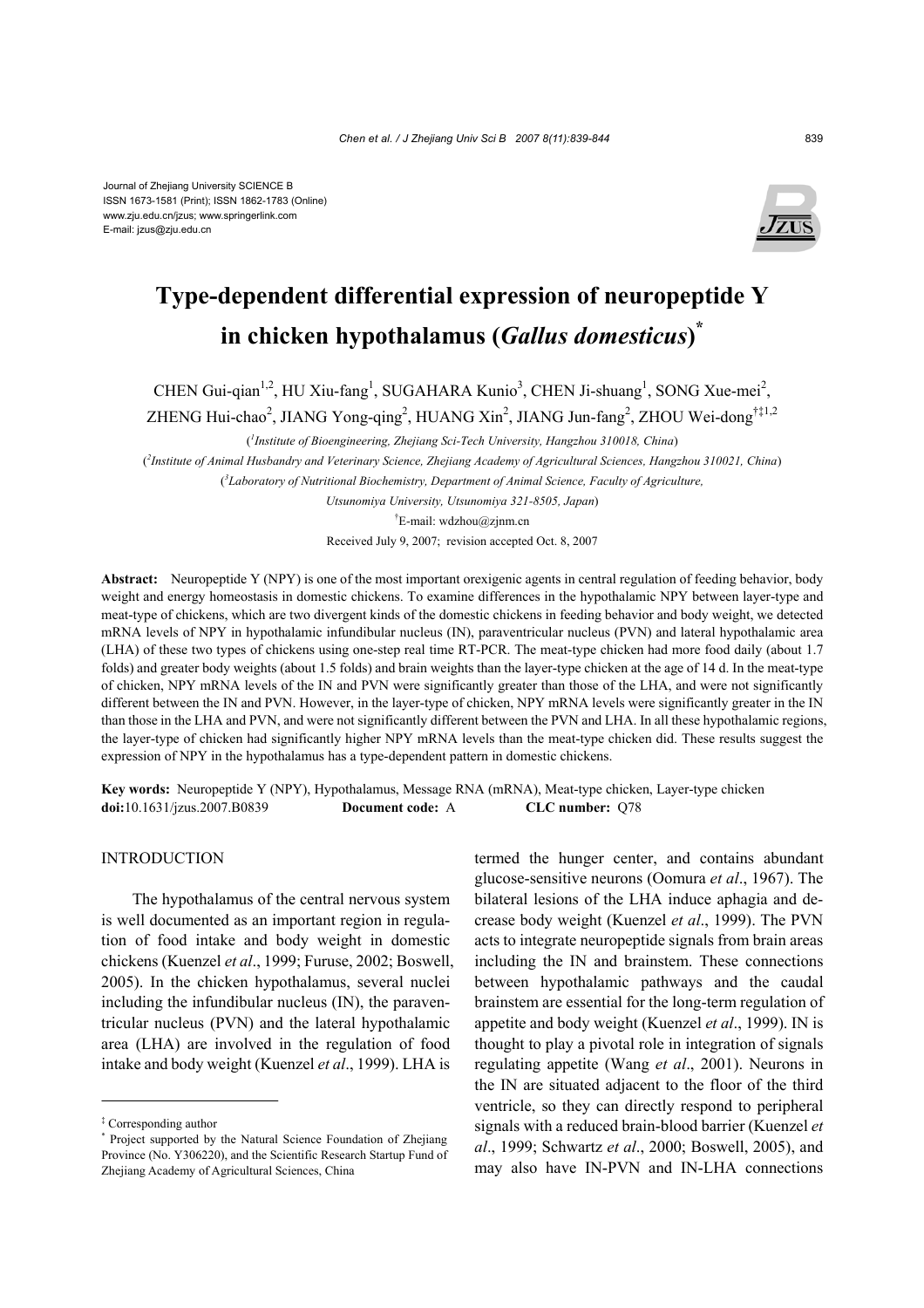Journal of Zhejiang University SCIENCE B
ISSN 1673-1581 (Print); ISSN 1862-1783 (Online)
www.zju.edu.cn/jzus; www.springerlink.com
E-mail: jzus@zju.edu.cn

# Type-dependent differential expression of neuropeptide Y in chicken hypothalamus (*Gallus domesticus*)[*]

CHEN Gui-qian[1,2], HU Xiu-fang[1], SUGAHARA Kunio[3], CHEN Ji-shuang[1], SONG Xue-mei[2], ZHENG Hui-chao[2], JIANG Yong-qing[2], HUANG Xin[2], JIANG Jun-fang[2], ZHOU Wei-dong[†‡1,2]

([1]*Institute of Bioengineering, Zhejiang Sci-Tech University, Hangzhou 310018, China*)

([2]*Institute of Animal Husbandry and Veterinary Science, Zhejiang Academy of Agricultural Sciences, Hangzhou 310021, China*)

([3]*Laboratory of Nutritional Biochemistry, Department of Animal Science, Faculty of Agriculture, Utsunomiya University, Utsunomiya 321-8505, Japan*)

[†]E-mail: wdzhou@zjnm.cn

Received July 9, 2007; revision accepted Oct. 8, 2007

**Abstract:** Neuropeptide Y (NPY) is one of the most important orexigenic agents in central regulation of feeding behavior, body weight and energy homeostasis in domestic chickens. To examine differences in the hypothalamic NPY between layer-type and meat-type of chickens, which are two divergent kinds of the domestic chickens in feeding behavior and body weight, we detected mRNA levels of NPY in hypothalamic infundibular nucleus (IN), paraventricular nucleus (PVN) and lateral hypothalamic area (LHA) of these two types of chickens using one-step real time RT-PCR. The meat-type chicken had more food daily (about 1.7 folds) and greater body weights (about 1.5 folds) and brain weights than the layer-type chicken at the age of 14 d. In the meat-type of chicken, NPY mRNA levels of the IN and PVN were significantly greater than those of the LHA, and were not significantly different between the IN and PVN. However, in the layer-type of chicken, NPY mRNA levels were significantly greater in the IN than those in the LHA and PVN, and were not significantly different between the PVN and LHA. In all these hypothalamic regions, the layer-type of chicken had significantly higher NPY mRNA levels than the meat-type chicken did. These results suggest the expression of NPY in the hypothalamus has a type-dependent pattern in domestic chickens.

**Key words:** Neuropeptide Y (NPY), Hypothalamus, Message RNA (mRNA), Meat-type chicken, Layer-type chicken
**doi:**10.1631/jzus.2007.B0839 **Document code:** A **CLC number:** Q78

## INTRODUCTION

The hypothalamus of the central nervous system is well documented as an important region in regulation of food intake and body weight in domestic chickens (Kuenzel *et al*., 1999; Furuse, 2002; Boswell, 2005). In the chicken hypothalamus, several nuclei including the infundibular nucleus (IN), the paraventricular nucleus (PVN) and the lateral hypothalamic area (LHA) are involved in the regulation of food intake and body weight (Kuenzel *et al*., 1999). LHA is termed the hunger center, and contains abundant glucose-sensitive neurons (Oomura *et al*., 1967). The bilateral lesions of the LHA induce aphagia and decrease body weight (Kuenzel *et al*., 1999). The PVN acts to integrate neuropeptide signals from brain areas including the IN and brainstem. These connections between hypothalamic pathways and the caudal brainstem are essential for the long-term regulation of appetite and body weight (Kuenzel *et al*., 1999). IN is thought to play a pivotal role in integration of signals regulating appetite (Wang *et al*., 2001). Neurons in the IN are situated adjacent to the floor of the third ventricle, so they can directly respond to peripheral signals with a reduced brain-blood barrier (Kuenzel *et al*., 1999; Schwartz *et al*., 2000; Boswell, 2005), and may also have IN-PVN and IN-LHA connections

---

‡ Corresponding author

\* Project supported by the Natural Science Foundation of Zhejiang Province (No. Y306220), and the Scientific Research Startup Fund of Zhejiang Academy of Agricultural Sciences, China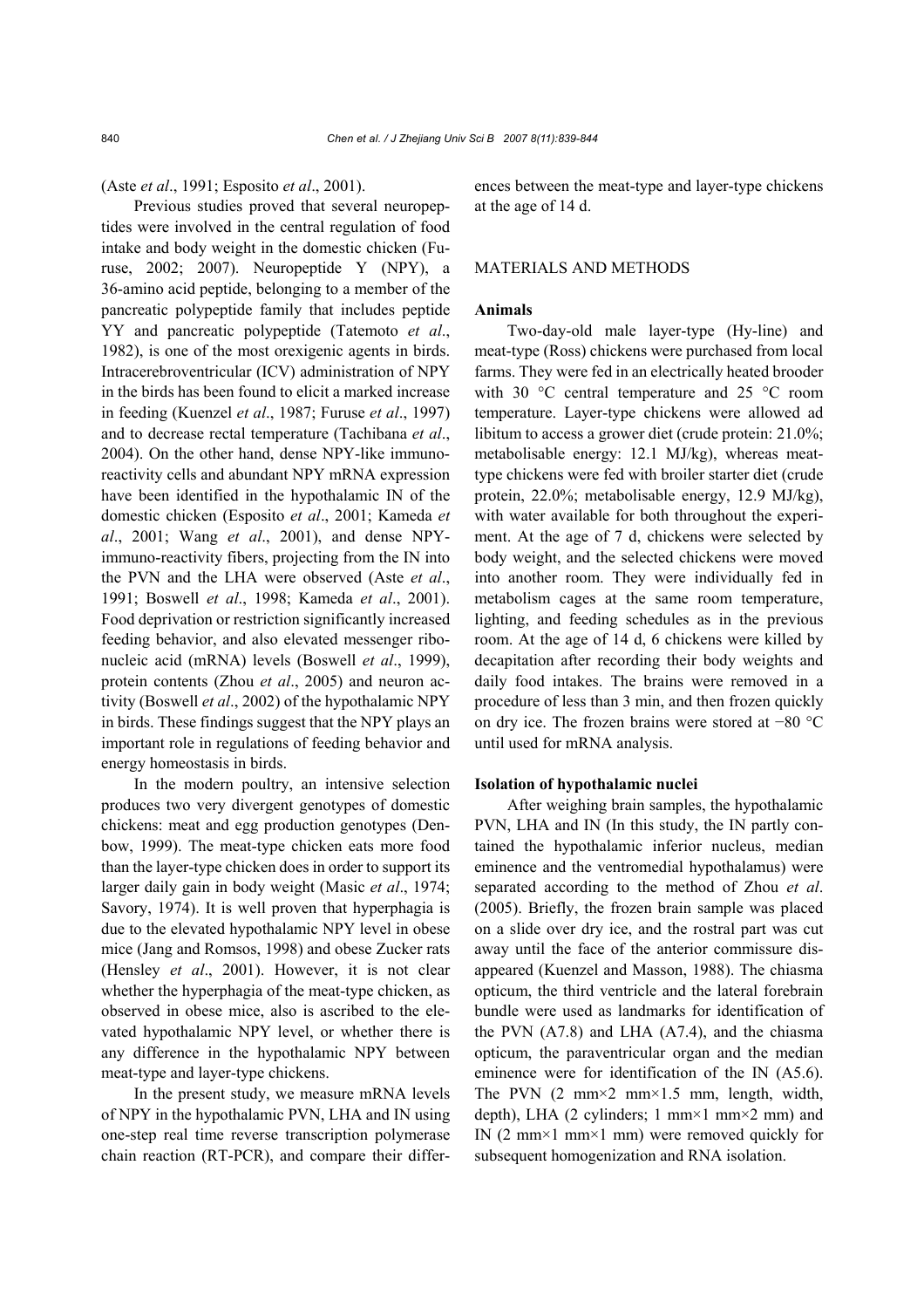(Aste *et al*., 1991; Esposito *et al*., 2001).

Previous studies proved that several neuropeptides were involved in the central regulation of food intake and body weight in the domestic chicken (Furuse, 2002; 2007). Neuropeptide Y (NPY), a 36-amino acid peptide, belonging to a member of the pancreatic polypeptide family that includes peptide YY and pancreatic polypeptide (Tatemoto *et al*., 1982), is one of the most orexigenic agents in birds. Intracerebroventricular (ICV) administration of NPY in the birds has been found to elicit a marked increase in feeding (Kuenzel *et al*., 1987; Furuse *et al*., 1997) and to decrease rectal temperature (Tachibana *et al*., 2004). On the other hand, dense NPY-like immunoreactivity cells and abundant NPY mRNA expression have been identified in the hypothalamic IN of the domestic chicken (Esposito *et al*., 2001; Kameda *et al*., 2001; Wang *et al*., 2001), and dense NPY-immuno-reactivity fibers, projecting from the IN into the PVN and the LHA were observed (Aste *et al*., 1991; Boswell *et al*., 1998; Kameda *et al*., 2001). Food deprivation or restriction significantly increased feeding behavior, and also elevated messenger ribonucleic acid (mRNA) levels (Boswell *et al*., 1999), protein contents (Zhou *et al*., 2005) and neuron activity (Boswell *et al*., 2002) of the hypothalamic NPY in birds. These findings suggest that the NPY plays an important role in regulations of feeding behavior and energy homeostasis in birds.

In the modern poultry, an intensive selection produces two very divergent genotypes of domestic chickens: meat and egg production genotypes (Denbow, 1999). The meat-type chicken eats more food than the layer-type chicken does in order to support its larger daily gain in body weight (Masic *et al*., 1974; Savory, 1974). It is well proven that hyperphagia is due to the elevated hypothalamic NPY level in obese mice (Jang and Romsos, 1998) and obese Zucker rats (Hensley *et al*., 2001). However, it is not clear whether the hyperphagia of the meat-type chicken, as observed in obese mice, also is ascribed to the elevated hypothalamic NPY level, or whether there is any difference in the hypothalamic NPY between meat-type and layer-type chickens.

In the present study, we measure mRNA levels of NPY in the hypothalamic PVN, LHA and IN using one-step real time reverse transcription polymerase chain reaction (RT-PCR), and compare their differences between the meat-type and layer-type chickens at the age of 14 d.

## MATERIALS AND METHODS

### Animals

Two-day-old male layer-type (Hy-line) and meat-type (Ross) chickens were purchased from local farms. They were fed in an electrically heated brooder with 30 °C central temperature and 25 °C room temperature. Layer-type chickens were allowed ad libitum to access a grower diet (crude protein: 21.0%; metabolisable energy: 12.1 MJ/kg), whereas meat-type chickens were fed with broiler starter diet (crude protein, 22.0%; metabolisable energy, 12.9 MJ/kg), with water available for both throughout the experiment. At the age of 7 d, chickens were selected by body weight, and the selected chickens were moved into another room. They were individually fed in metabolism cages at the same room temperature, lighting, and feeding schedules as in the previous room. At the age of 14 d, 6 chickens were killed by decapitation after recording their body weights and daily food intakes. The brains were removed in a procedure of less than 3 min, and then frozen quickly on dry ice. The frozen brains were stored at −80 °C until used for mRNA analysis.

### Isolation of hypothalamic nuclei

After weighing brain samples, the hypothalamic PVN, LHA and IN (In this study, the IN partly contained the hypothalamic inferior nucleus, median eminence and the ventromedial hypothalamus) were separated according to the method of Zhou *et al*. (2005). Briefly, the frozen brain sample was placed on a slide over dry ice, and the rostral part was cut away until the face of the anterior commissure disappeared (Kuenzel and Masson, 1988). The chiasma opticum, the third ventricle and the lateral forebrain bundle were used as landmarks for identification of the PVN (A7.8) and LHA (A7.4), and the chiasma opticum, the paraventricular organ and the median eminence were for identification of the IN (A5.6). The PVN (2 mm×2 mm×1.5 mm, length, width, depth), LHA (2 cylinders; 1 mm×1 mm×2 mm) and IN (2 mm×1 mm×1 mm) were removed quickly for subsequent homogenization and RNA isolation.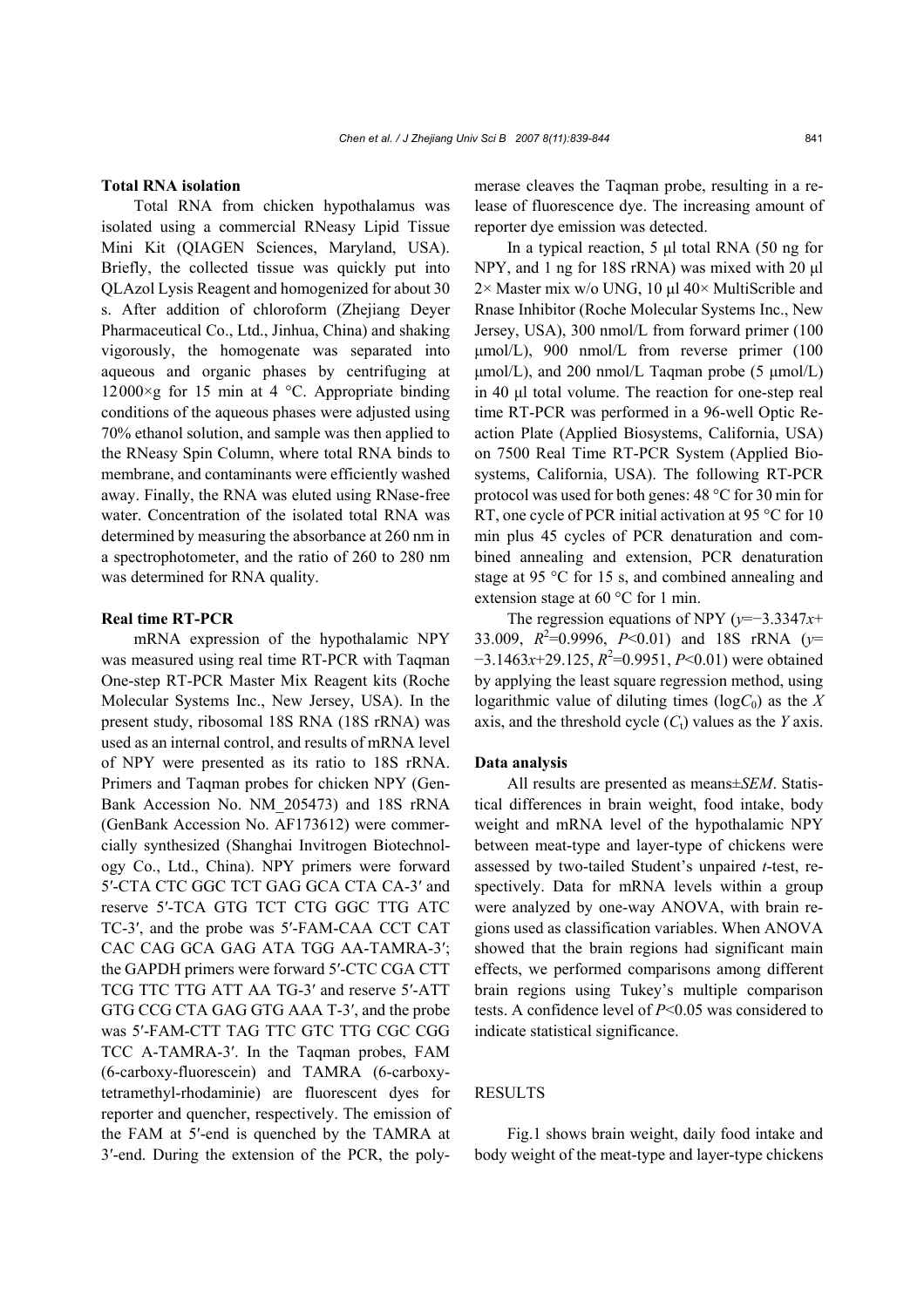**Total RNA isolation**

Total RNA from chicken hypothalamus was isolated using a commercial RNeasy Lipid Tissue Mini Kit (QIAGEN Sciences, Maryland, USA). Briefly, the collected tissue was quickly put into QLAzol Lysis Reagent and homogenized for about 30 s. After addition of chloroform (Zhejiang Deyer Pharmaceutical Co., Ltd., Jinhua, China) and shaking vigorously, the homogenate was separated into aqueous and organic phases by centrifuging at 12000×g for 15 min at 4 °C. Appropriate binding conditions of the aqueous phases were adjusted using 70% ethanol solution, and sample was then applied to the RNeasy Spin Column, where total RNA binds to membrane, and contaminants were efficiently washed away. Finally, the RNA was eluted using RNase-free water. Concentration of the isolated total RNA was determined by measuring the absorbance at 260 nm in a spectrophotometer, and the ratio of 260 to 280 nm was determined for RNA quality.

**Real time RT-PCR**

mRNA expression of the hypothalamic NPY was measured using real time RT-PCR with Taqman One-step RT-PCR Master Mix Reagent kits (Roche Molecular Systems Inc., New Jersey, USA). In the present study, ribosomal 18S RNA (18S rRNA) was used as an internal control, and results of mRNA level of NPY were presented as its ratio to 18S rRNA. Primers and Taqman probes for chicken NPY (GenBank Accession No. NM_205473) and 18S rRNA (GenBank Accession No. AF173612) were commercially synthesized (Shanghai Invitrogen Biotechnology Co., Ltd., China). NPY primers were forward 5′-CTA CTC GGC TCT GAG GCA CTA CA-3′ and reserve 5′-TCA GTG TCT CTG GGC TTG ATC TC-3′, and the probe was 5′-FAM-CAA CCT CAT CAC CAG GCA GAG ATA TGG AA-TAMRA-3′; the GAPDH primers were forward 5′-CTC CGA CTT TCG TTC TTG ATT AA TG-3′ and reserve 5′-ATT GTG CCG CTA GAG GTG AAA T-3′, and the probe was 5′-FAM-CTT TAG TTC GTC TTG CGC CGG TCC A-TAMRA-3′. In the Taqman probes, FAM (6-carboxy-fluorescein) and TAMRA (6-carboxy-tetramethyl-rhodaminie) are fluorescent dyes for reporter and quencher, respectively. The emission of the FAM at 5′-end is quenched by the TAMRA at 3′-end. During the extension of the PCR, the polymerase cleaves the Taqman probe, resulting in a release of fluorescence dye. The increasing amount of reporter dye emission was detected.

In a typical reaction, 5 μl total RNA (50 ng for NPY, and 1 ng for 18S rRNA) was mixed with 20 μl 2× Master mix w/o UNG, 10 μl 40× MultiScrible and Rnase Inhibitor (Roche Molecular Systems Inc., New Jersey, USA), 300 nmol/L from forward primer (100 μmol/L), 900 nmol/L from reverse primer (100 μmol/L), and 200 nmol/L Taqman probe (5 μmol/L) in 40 μl total volume. The reaction for one-step real time RT-PCR was performed in a 96-well Optic Reaction Plate (Applied Biosystems, California, USA) on 7500 Real Time RT-PCR System (Applied Biosystems, California, USA). The following RT-PCR protocol was used for both genes: 48 °C for 30 min for RT, one cycle of PCR initial activation at 95 °C for 10 min plus 45 cycles of PCR denaturation and combined annealing and extension, PCR denaturation stage at 95 °C for 15 s, and combined annealing and extension stage at 60 °C for 1 min.

The regression equations of NPY ($y=-3.3347x+33.009$, $R^2=0.9996$, $P<0.01$) and 18S rRNA ($y=-3.1463x+29.125$, $R^2=0.9951$, $P<0.01$) were obtained by applying the least square regression method, using logarithmic value of diluting times ($\log C_0$) as the $X$ axis, and the threshold cycle ($C_t$) values as the $Y$ axis.

**Data analysis**

All results are presented as means±*SEM*. Statistical differences in brain weight, food intake, body weight and mRNA level of the hypothalamic NPY between meat-type and layer-type of chickens were assessed by two-tailed Student's unpaired *t*-test, respectively. Data for mRNA levels within a group were analyzed by one-way ANOVA, with brain regions used as classification variables. When ANOVA showed that the brain regions had significant main effects, we performed comparisons among different brain regions using Tukey's multiple comparison tests. A confidence level of $P<0.05$ was considered to indicate statistical significance.

## RESULTS

Fig.1 shows brain weight, daily food intake and body weight of the meat-type and layer-type chickens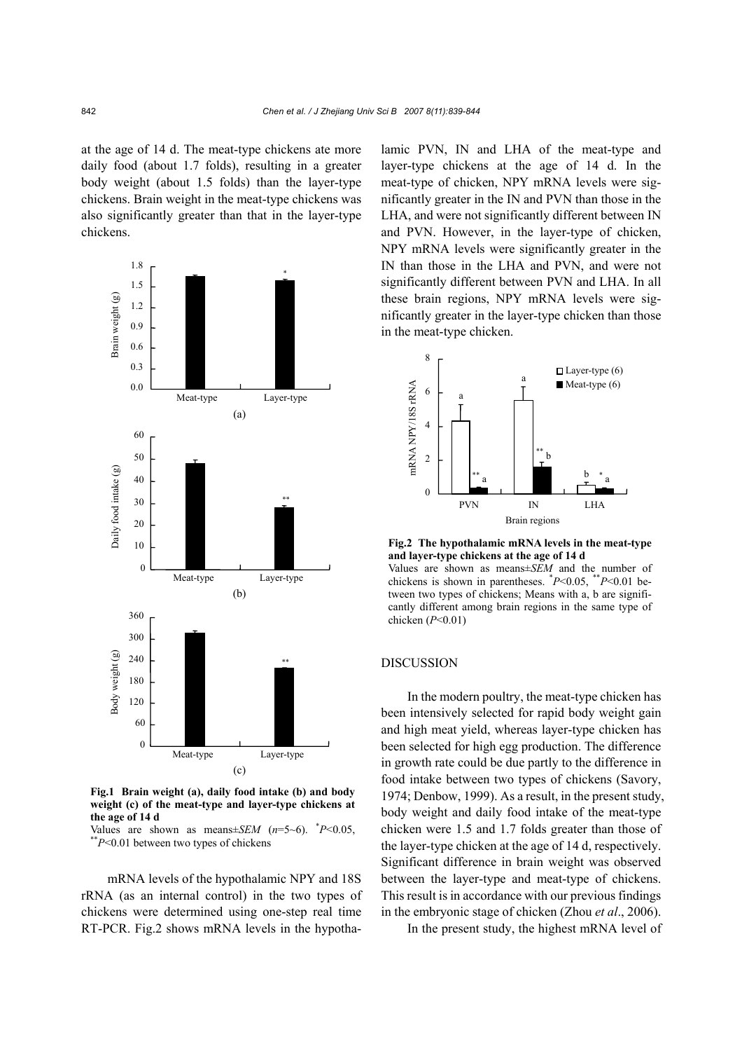at the age of 14 d. The meat-type chickens ate more daily food (about 1.7 folds), resulting in a greater body weight (about 1.5 folds) than the layer-type chickens. Brain weight in the meat-type chickens was also significantly greater than that in the layer-type chickens.

**Fig.1 Brain weight (a), daily food intake (b) and body weight (c) of the meat-type and layer-type chickens at the age of 14 d**

Values are shown as means±*SEM* ($n$=5~6). $^{*}P$<0.05, $^{**}P$<0.01 between two types of chickens

mRNA levels of the hypothalamic NPY and 18S rRNA (as an internal control) in the two types of chickens were determined using one-step real time RT-PCR. Fig.2 shows mRNA levels in the hypothalamic PVN, IN and LHA of the meat-type and layer-type chickens at the age of 14 d. In the meat-type of chicken, NPY mRNA levels were significantly greater in the IN and PVN than those in the LHA, and were not significantly different between IN and PVN. However, in the layer-type of chicken, NPY mRNA levels were significantly greater in the IN than those in the LHA and PVN, and were not significantly different between PVN and LHA. In all these brain regions, NPY mRNA levels were significantly greater in the layer-type chicken than those in the meat-type chicken.

**Fig.2 The hypothalamic mRNA levels in the meat-type and layer-type chickens at the age of 14 d**

Values are shown as means±*SEM* and the number of chickens is shown in parentheses. $^{*}P$<0.05, $^{**}P$<0.01 between two types of chickens; Means with a, b are significantly different among brain regions in the same type of chicken ($P$<0.01)

## DISCUSSION

In the modern poultry, the meat-type chicken has been intensively selected for rapid body weight gain and high meat yield, whereas layer-type chicken has been selected for high egg production. The difference in growth rate could be due partly to the difference in food intake between two types of chickens (Savory, 1974; Denbow, 1999). As a result, in the present study, body weight and daily food intake of the meat-type chicken were 1.5 and 1.7 folds greater than those of the layer-type chicken at the age of 14 d, respectively. Significant difference in brain weight was observed between the layer-type and meat-type of chickens. This result is in accordance with our previous findings in the embryonic stage of chicken (Zhou *et al*., 2006).

In the present study, the highest mRNA level of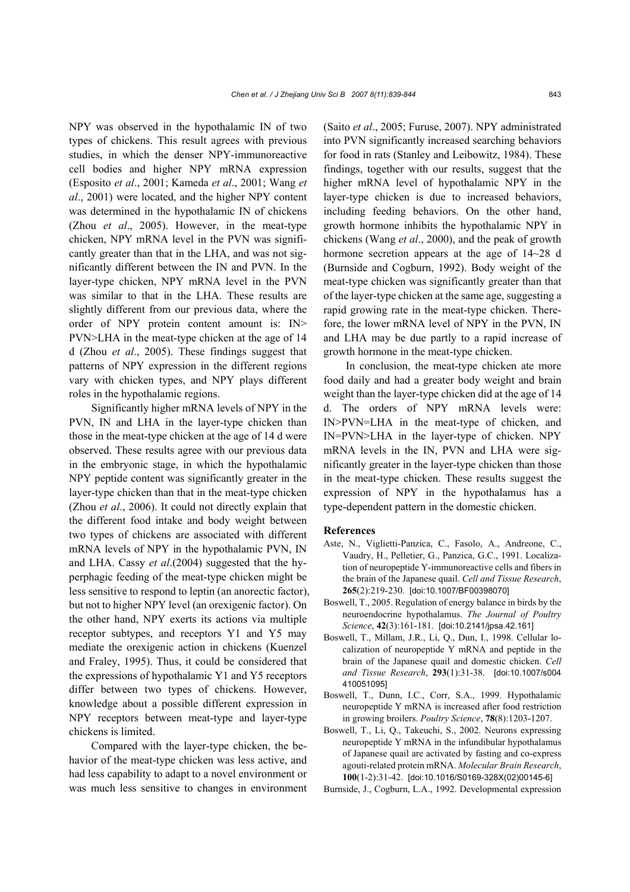NPY was observed in the hypothalamic IN of two types of chickens. This result agrees with previous studies, in which the denser NPY-immunoreactive cell bodies and higher NPY mRNA expression (Esposito *et al*., 2001; Kameda *et al*., 2001; Wang *et al*., 2001) were located, and the higher NPY content was determined in the hypothalamic IN of chickens (Zhou *et al*., 2005). However, in the meat-type chicken, NPY mRNA level in the PVN was significantly greater than that in the LHA, and was not significantly different between the IN and PVN. In the layer-type chicken, NPY mRNA level in the PVN was similar to that in the LHA. These results are slightly different from our previous data, where the order of NPY protein content amount is: IN> PVN>LHA in the meat-type chicken at the age of 14 d (Zhou *et al*., 2005). These findings suggest that patterns of NPY expression in the different regions vary with chicken types, and NPY plays different roles in the hypothalamic regions.

Significantly higher mRNA levels of NPY in the PVN, IN and LHA in the layer-type chicken than those in the meat-type chicken at the age of 14 d were observed. These results agree with our previous data in the embryonic stage, in which the hypothalamic NPY peptide content was significantly greater in the layer-type chicken than that in the meat-type chicken (Zhou *et al*., 2006). It could not directly explain that the different food intake and body weight between two types of chickens are associated with different mRNA levels of NPY in the hypothalamic PVN, IN and LHA. Cassy *et al*.(2004) suggested that the hyperphagic feeding of the meat-type chicken might be less sensitive to respond to leptin (an anorectic factor), but not to higher NPY level (an orexigenic factor). On the other hand, NPY exerts its actions via multiple receptor subtypes, and receptors Y1 and Y5 may mediate the orexigenic action in chickens (Kuenzel and Fraley, 1995). Thus, it could be considered that the expressions of hypothalamic Y1 and Y5 receptors differ between two types of chickens. However, knowledge about a possible different expression in NPY receptors between meat-type and layer-type chickens is limited.

Compared with the layer-type chicken, the behavior of the meat-type chicken was less active, and had less capability to adapt to a novel environment or was much less sensitive to changes in environment (Saito *et al*., 2005; Furuse, 2007). NPY administrated into PVN significantly increased searching behaviors for food in rats (Stanley and Leibowitz, 1984). These findings, together with our results, suggest that the higher mRNA level of hypothalamic NPY in the layer-type chicken is due to increased behaviors, including feeding behaviors. On the other hand, growth hormone inhibits the hypothalamic NPY in chickens (Wang *et al*., 2000), and the peak of growth hormone secretion appears at the age of 14~28 d (Burnside and Cogburn, 1992). Body weight of the meat-type chicken was significantly greater than that of the layer-type chicken at the same age, suggesting a rapid growing rate in the meat-type chicken. Therefore, the lower mRNA level of NPY in the PVN, IN and LHA may be due partly to a rapid increase of growth hormone in the meat-type chicken.

In conclusion, the meat-type chicken ate more food daily and had a greater body weight and brain weight than the layer-type chicken did at the age of 14 d. The orders of NPY mRNA levels were: IN>PVN=LHA in the meat-type of chicken, and IN=PVN>LHA in the layer-type of chicken. NPY mRNA levels in the IN, PVN and LHA were significantly greater in the layer-type chicken than those in the meat-type chicken. These results suggest the expression of NPY in the hypothalamus has a type-dependent pattern in the domestic chicken.

## References

Aste, N., Viglietti-Panzica, C., Fasolo, A., Andreone, C., Vaudry, H., Pelletier, G., Panzica, G.C., 1991. Localization of neuropeptide Y-immunoreactive cells and fibers in the brain of the Japanese quail. *Cell and Tissue Research*, **265**(2):219-230. [doi:10.1007/BF00398070]

Boswell, T., 2005. Regulation of energy balance in birds by the neuroendocrine hypothalamus. *The Journal of Poultry Science*, **42**(3):161-181. [doi:10.2141/jpsa.42.161]

Boswell, T., Millam, J.R., Li, Q., Dun, I., 1998. Cellular localization of neuropeptide Y mRNA and peptide in the brain of the Japanese quail and domestic chicken. *Cell and Tissue Research*, **293**(1):31-38. [doi:10.1007/s004410051095]

Boswell, T., Dunn, I.C., Corr, S.A., 1999. Hypothalamic neuropeptide Y mRNA is increased after food restriction in growing broilers. *Poultry Science*, **78**(8):1203-1207.

Boswell, T., Li, Q., Takeuchi, S., 2002. Neurons expressing neuropeptide Y mRNA in the infundibular hypothalamus of Japanese quail are activated by fasting and co-express agouti-related protein mRNA. *Molecular Brain Research*, **100**(1-2):31-42. [doi:10.1016/S0169-328X(02)00145-6]

Burnside, J., Cogburn, L.A., 1992. Developmental expression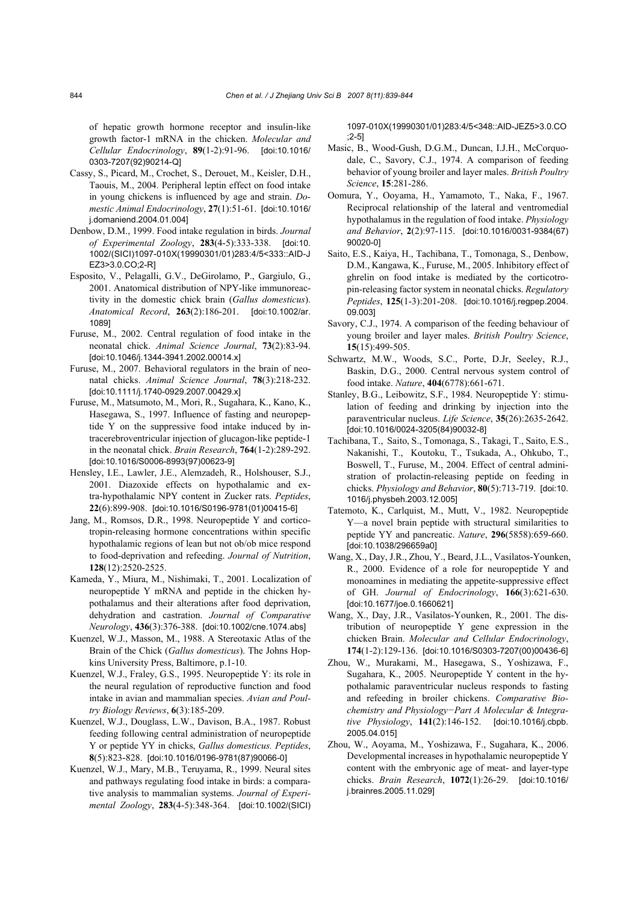of hepatic growth hormone receptor and insulin-like growth factor-1 mRNA in the chicken. *Molecular and Cellular Endocrinology*, **89**(1-2):91-96. [doi:10.1016/0303-7207(92)90214-Q]

Cassy, S., Picard, M., Crochet, S., Derouet, M., Keisler, D.H., Taouis, M., 2004. Peripheral leptin effect on food intake in young chickens is influenced by age and strain. *Domestic Animal Endocrinology*, **27**(1):51-61. [doi:10.1016/j.domaniend.2004.01.004]

Denbow, D.M., 1999. Food intake regulation in birds. *Journal of Experimental Zoology*, **283**(4-5):333-338. [doi:10.1002/(SICI)1097-010X(19990301/01)283:4/5<333::AID-JEZ3>3.0.CO;2-R]

Esposito, V., Pelagalli, G.V., DeGirolamo, P., Gargiulo, G., 2001. Anatomical distribution of NPY-like immunoreactivity in the domestic chick brain (*Gallus domesticus*). *Anatomical Record*, **263**(2):186-201. [doi:10.1002/ar.1089]

Furuse, M., 2002. Central regulation of food intake in the neonatal chick. *Animal Science Journal*, **73**(2):83-94. [doi:10.1046/j.1344-3941.2002.00014.x]

Furuse, M., 2007. Behavioral regulators in the brain of neonatal chicks. *Animal Science Journal*, **78**(3):218-232. [doi:10.1111/j.1740-0929.2007.00429.x]

Furuse, M., Matsumoto, M., Mori, R., Sugahara, K., Kano, K., Hasegawa, S., 1997. Influence of fasting and neuropeptide Y on the suppressive food intake induced by intracerebroventricular injection of glucagon-like peptide-1 in the neonatal chick. *Brain Research*, **764**(1-2):289-292. [doi:10.1016/S0006-8993(97)00623-9]

Hensley, I.E., Lawler, J.E., Alemzadeh, R., Holshouser, S.J., 2001. Diazoxide effects on hypothalamic and extra-hypothalamic NPY content in Zucker rats. *Peptides*, **22**(6):899-908. [doi:10.1016/S0196-9781(01)00415-6]

Jang, M., Romsos, D.R., 1998. Neuropeptide Y and corticotropin-releasing hormone concentrations within specific hypothalamic regions of lean but not ob/ob mice respond to food-deprivation and refeeding. *Journal of Nutrition*, **128**(12):2520-2525.

Kameda, Y., Miura, M., Nishimaki, T., 2001. Localization of neuropeptide Y mRNA and peptide in the chicken hypothalamus and their alterations after food deprivation, dehydration and castration. *Journal of Comparative Neurology*, **436**(3):376-388. [doi:10.1002/cne.1074.abs]

Kuenzel, W.J., Masson, M., 1988. A Stereotaxic Atlas of the Brain of the Chick (*Gallus domesticus*). The Johns Hopkins University Press, Baltimore, p.1-10.

Kuenzel, W.J., Fraley, G.S., 1995. Neuropeptide Y: its role in the neural regulation of reproductive function and food intake in avian and mammalian species. *Avian and Poultry Biology Reviews*, **6**(3):185-209.

Kuenzel, W.J., Douglass, L.W., Davison, B.A., 1987. Robust feeding following central administration of neuropeptide Y or peptide YY in chicks, *Gallus domesticus. Peptides*, **8**(5):823-828. [doi:10.1016/0196-9781(87)90066-0]

Kuenzel, W.J., Mary, M.B., Teruyama, R., 1999. Neural sites and pathways regulating food intake in birds: a comparative analysis to mammalian systems. *Journal of Experimental Zoology*, **283**(4-5):348-364. [doi:10.1002/(SICI)1097-010X(19990301/01)283:4/5<348::AID-JEZ5>3.0.CO;2-5]

Masic, B., Wood-Gush, D.G.M., Duncan, I.J.H., McCorquodale, C., Savory, C.J., 1974. A comparison of feeding behavior of young broiler and layer males. *British Poultry Science*, **15**:281-286.

Oomura, Y., Ooyama, H., Yamamoto, T., Naka, F., 1967. Reciprocal relationship of the lateral and ventromedial hypothalamus in the regulation of food intake. *Physiology and Behavior*, **2**(2):97-115. [doi:10.1016/0031-9384(67)90020-0]

Saito, E.S., Kaiya, H., Tachibana, T., Tomonaga, S., Denbow, D.M., Kangawa, K., Furuse, M., 2005. Inhibitory effect of ghrelin on food intake is mediated by the corticotropin-releasing factor system in neonatal chicks. *Regulatory Peptides*, **125**(1-3):201-208. [doi:10.1016/j.regpep.2004.09.003]

Savory, C.J., 1974. A comparison of the feeding behaviour of young broiler and layer males. *British Poultry Science*, **15**(15):499-505.

Schwartz, M.W., Woods, S.C., Porte, D.Jr, Seeley, R.J., Baskin, D.G., 2000. Central nervous system control of food intake. *Nature*, **404**(6778):661-671.

Stanley, B.G., Leibowitz, S.F., 1984. Neuropeptide Y: stimulation of feeding and drinking by injection into the paraventricular nucleus. *Life Science*, **35**(26):2635-2642. [doi:10.1016/0024-3205(84)90032-8]

Tachibana, T., Saito, S., Tomonaga, S., Takagi, T., Saito, E.S., Nakanishi, T., Koutoku, T., Tsukada, A., Ohkubo, T., Boswell, T., Furuse, M., 2004. Effect of central administration of prolactin-releasing peptide on feeding in chicks. *Physiology and Behavior*, **80**(5):713-719. [doi:10.1016/j.physbeh.2003.12.005]

Tatemoto, K., Carlquist, M., Mutt, V., 1982. Neuropeptide Y—a novel brain peptide with structural similarities to peptide YY and pancreatic. *Nature*, **296**(5858):659-660. [doi:10.1038/296659a0]

Wang, X., Day, J.R., Zhou, Y., Beard, J.L., Vasilatos-Younken, R., 2000. Evidence of a role for neuropeptide Y and monoamines in mediating the appetite-suppressive effect of GH. *Journal of Endocrinology*, **166**(3):621-630. [doi:10.1677/joe.0.1660621]

Wang, X., Day, J.R., Vasilatos-Younken, R., 2001. The distribution of neuropeptide Y gene expression in the chicken Brain. *Molecular and Cellular Endocrinology*, **174**(1-2):129-136. [doi:10.1016/S0303-7207(00)00436-6]

Zhou, W., Murakami, M., Hasegawa, S., Yoshizawa, F., Sugahara, K., 2005. Neuropeptide Y content in the hypothalamic paraventricular nucleus responds to fasting and refeeding in broiler chickens. *Comparative Biochemistry and Physiology−Part A Molecular & Integrative Physiology*, **141**(2):146-152. [doi:10.1016/j.cbpb.2005.04.015]

Zhou, W., Aoyama, M., Yoshizawa, F., Sugahara, K., 2006. Developmental increases in hypothalamic neuropeptide Y content with the embryonic age of meat- and layer-type chicks. *Brain Research*, **1072**(1):26-29. [doi:10.1016/j.brainres.2005.11.029]